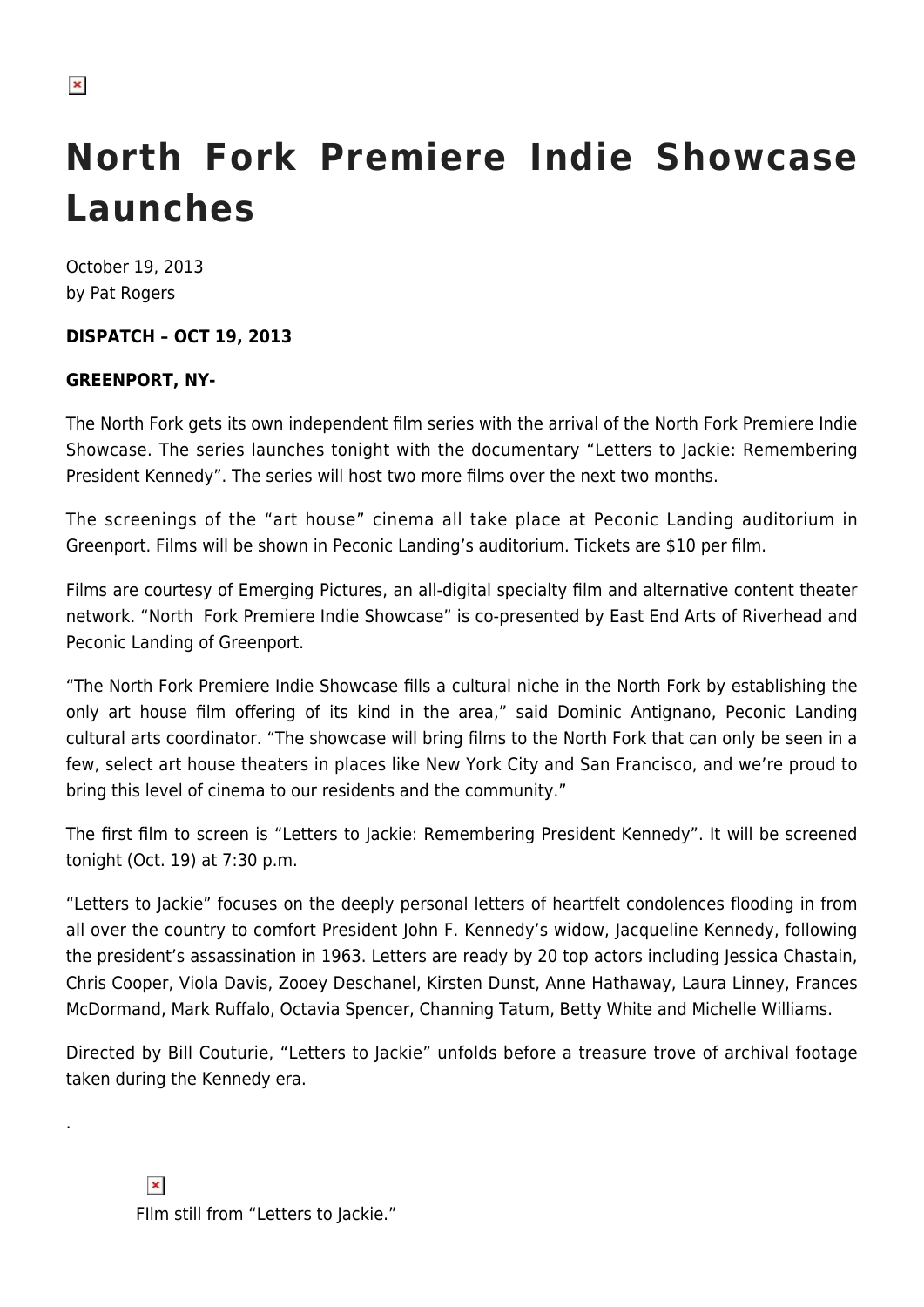# North Fork Premiere Indie Showcase Launches

October 19, 2013
by Pat Rogers

**DISPATCH – OCT 19, 2013**

**GREENPORT, NY-**

The North Fork gets its own independent film series with the arrival of the North Fork Premiere Indie Showcase. The series launches tonight with the documentary "Letters to Jackie: Remembering President Kennedy". The series will host two more films over the next two months.

The screenings of the "art house" cinema all take place at Peconic Landing auditorium in Greenport. Films will be shown in Peconic Landing's auditorium. Tickets are $10 per film.

Films are courtesy of Emerging Pictures, an all-digital specialty film and alternative content theater network. "North Fork Premiere Indie Showcase" is co-presented by East End Arts of Riverhead and Peconic Landing of Greenport.

"The North Fork Premiere Indie Showcase fills a cultural niche in the North Fork by establishing the only art house film offering of its kind in the area," said Dominic Antignano, Peconic Landing cultural arts coordinator. "The showcase will bring films to the North Fork that can only be seen in a few, select art house theaters in places like New York City and San Francisco, and we're proud to bring this level of cinema to our residents and the community."

The first film to screen is "Letters to Jackie: Remembering President Kennedy". It will be screened tonight (Oct. 19) at 7:30 p.m.

"Letters to Jackie" focuses on the deeply personal letters of heartfelt condolences flooding in from all over the country to comfort President John F. Kennedy's widow, Jacqueline Kennedy, following the president's assassination in 1963. Letters are ready by 20 top actors including Jessica Chastain, Chris Cooper, Viola Davis, Zooey Deschanel, Kirsten Dunst, Anne Hathaway, Laura Linney, Frances McDormand, Mark Ruffalo, Octavia Spencer, Channing Tatum, Betty White and Michelle Williams.

Directed by Bill Couturie, "Letters to Jackie" unfolds before a treasure trove of archival footage taken during the Kennedy era.

.

FIlm still from "Letters to Jackie."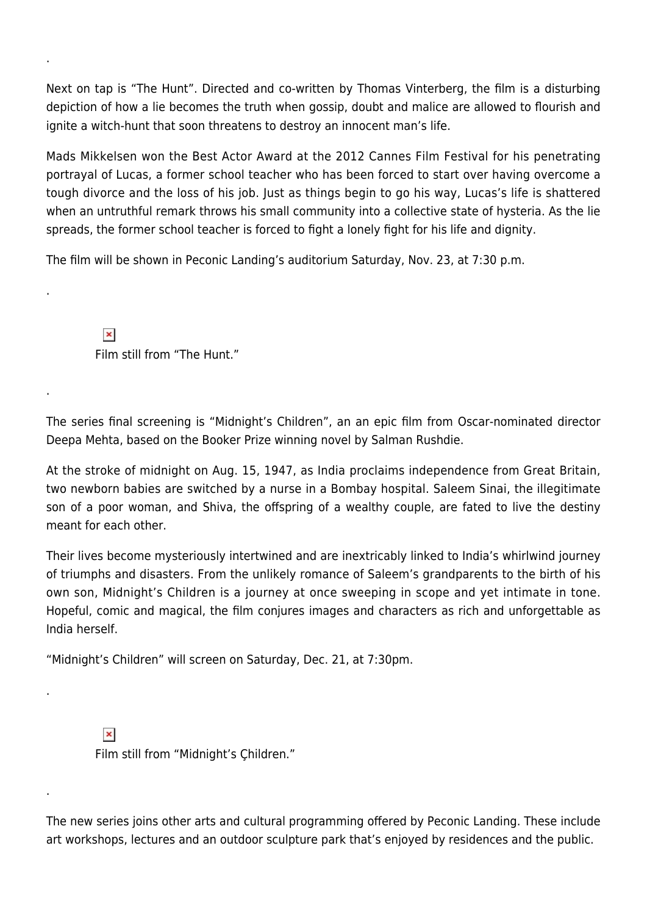.

Next on tap is “The Hunt”. Directed and co-written by Thomas Vinterberg, the film is a disturbing depiction of how a lie becomes the truth when gossip, doubt and malice are allowed to flourish and ignite a witch-hunt that soon threatens to destroy an innocent man’s life.

Mads Mikkelsen won the Best Actor Award at the 2012 Cannes Film Festival for his penetrating portrayal of Lucas, a former school teacher who has been forced to start over having overcome a tough divorce and the loss of his job. Just as things begin to go his way, Lucas’s life is shattered when an untruthful remark throws his small community into a collective state of hysteria. As the lie spreads, the former school teacher is forced to fight a lonely fight for his life and dignity.

The film will be shown in Peconic Landing’s auditorium Saturday, Nov. 23, at 7:30 p.m.

.

Film still from “The Hunt.”

.

The series final screening is “Midnight’s Children”, an an epic film from Oscar-nominated director Deepa Mehta, based on the Booker Prize winning novel by Salman Rushdie.

At the stroke of midnight on Aug. 15, 1947, as India proclaims independence from Great Britain, two newborn babies are switched by a nurse in a Bombay hospital. Saleem Sinai, the illegitimate son of a poor woman, and Shiva, the offspring of a wealthy couple, are fated to live the destiny meant for each other.

Their lives become mysteriously intertwined and are inextricably linked to India’s whirlwind journey of triumphs and disasters. From the unlikely romance of Saleem’s grandparents to the birth of his own son, Midnight’s Children is a journey at once sweeping in scope and yet intimate in tone. Hopeful, comic and magical, the film conjures images and characters as rich and unforgettable as India herself.

“Midnight’s Children” will screen on Saturday, Dec. 21, at 7:30pm.

.

Film still from “Midnight’s Çhildren.”

.

The new series joins other arts and cultural programming offered by Peconic Landing. These include art workshops, lectures and an outdoor sculpture park that’s enjoyed by residences and the public.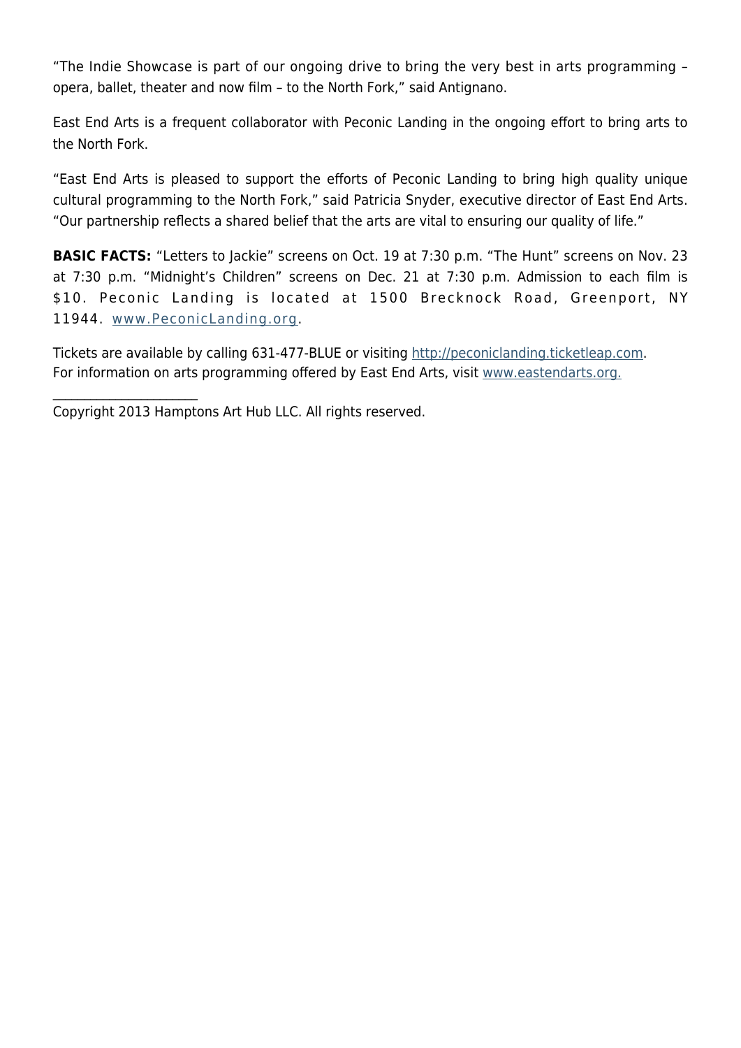"The Indie Showcase is part of our ongoing drive to bring the very best in arts programming – opera, ballet, theater and now film – to the North Fork," said Antignano.

East End Arts is a frequent collaborator with Peconic Landing in the ongoing effort to bring arts to the North Fork.

"East End Arts is pleased to support the efforts of Peconic Landing to bring high quality unique cultural programming to the North Fork," said Patricia Snyder, executive director of East End Arts. "Our partnership reflects a shared belief that the arts are vital to ensuring our quality of life."

**BASIC FACTS:** "Letters to Jackie" screens on Oct. 19 at 7:30 p.m. "The Hunt" screens on Nov. 23 at 7:30 p.m. "Midnight's Children" screens on Dec. 21 at 7:30 p.m. Admission to each film is $10. Peconic Landing is located at 1500 Brecknock Road, Greenport, NY 11944. [www.PeconicLanding.org](www.PeconicLanding.org).

Tickets are available by calling 631-477-BLUE or visiting [http://peconiclanding.ticketleap.com](http://peconiclanding.ticketleap.com).
For information on arts programming offered by East End Arts, visit [www.eastendarts.org.](www.eastendarts.org)

_____________________
Copyright 2013 Hamptons Art Hub LLC. All rights reserved.